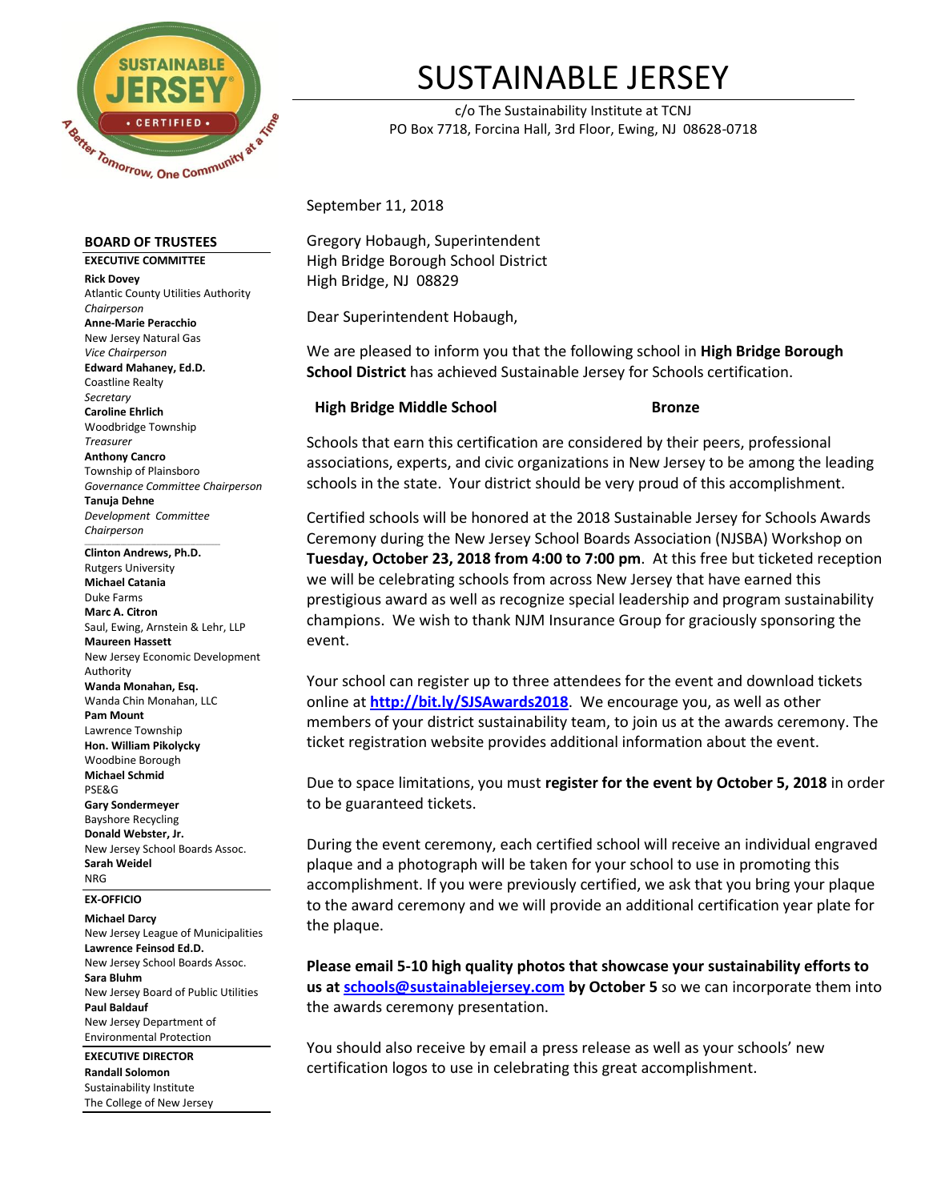# SUSTAINABLE JERSEY

c/o The Sustainability Institute at TCNJ
PO Box 7718, Forcina Hall, 3rd Floor, Ewing, NJ 08628-0718

September 11, 2018

Gregory Hobaugh, Superintendent
High Bridge Borough School District
High Bridge, NJ 08829

Dear Superintendent Hobaugh,

We are pleased to inform you that the following school in **High Bridge Borough School District** has achieved Sustainable Jersey for Schools certification.

| **High Bridge Middle School** | **Bronze** |
|---|---|

Schools that earn this certification are considered by their peers, professional associations, experts, and civic organizations in New Jersey to be among the leading schools in the state. Your district should be very proud of this accomplishment.

Certified schools will be honored at the 2018 Sustainable Jersey for Schools Awards Ceremony during the New Jersey School Boards Association (NJSBA) Workshop on **Tuesday, October 23, 2018 from 4:00 to 7:00 pm**. At this free but ticketed reception we will be celebrating schools from across New Jersey that have earned this prestigious award as well as recognize special leadership and program sustainability champions. We wish to thank NJM Insurance Group for graciously sponsoring the event.

Your school can register up to three attendees for the event and download tickets online at **http://bit.ly/SJSAwards2018**. We encourage you, as well as other members of your district sustainability team, to join us at the awards ceremony. The ticket registration website provides additional information about the event.

Due to space limitations, you must **register for the event by October 5, 2018** in order to be guaranteed tickets.

During the event ceremony, each certified school will receive an individual engraved plaque and a photograph will be taken for your school to use in promoting this accomplishment. If you were previously certified, we ask that you bring your plaque to the award ceremony and we will provide an additional certification year plate for the plaque.

**Please email 5-10 high quality photos that showcase your sustainability efforts to us at schools@sustainablejersey.com by October 5** so we can incorporate them into the awards ceremony presentation.

You should also receive by email a press release as well as your schools' new certification logos to use in celebrating this great accomplishment.

---

**BOARD OF TRUSTEES**

**EXECUTIVE COMMITTEE**

**Rick Dovey**
Atlantic County Utilities Authority
*Chairperson*

**Anne-Marie Peracchio**
New Jersey Natural Gas
*Vice Chairperson*

**Edward Mahaney, Ed.D.**
Coastline Realty
*Secretary*

**Caroline Ehrlich**
Woodbridge Township
*Treasurer*

**Anthony Cancro**
Township of Plainsboro
*Governance Committee Chairperson*

**Tanuja Dehne**
*Development Committee Chairperson*

**Clinton Andrews, Ph.D.**
Rutgers University

**Michael Catania**
Duke Farms

**Marc A. Citron**
Saul, Ewing, Arnstein & Lehr, LLP

**Maureen Hassett**
New Jersey Economic Development Authority

**Wanda Monahan, Esq.**
Wanda Chin Monahan, LLC

**Pam Mount**
Lawrence Township

**Hon. William Pikolycky**
Woodbine Borough

**Michael Schmid**
PSE&G

**Gary Sondermeyer**
Bayshore Recycling

**Donald Webster, Jr.**
New Jersey School Boards Assoc.

**Sarah Weidel**
NRG

**EX-OFFICIO**

**Michael Darcy**
New Jersey League of Municipalities

**Lawrence Feinsod Ed.D.**
New Jersey School Boards Assoc.

**Sara Bluhm**
New Jersey Board of Public Utilities

**Paul Baldauf**
New Jersey Department of Environmental Protection

**EXECUTIVE DIRECTOR**

**Randall Solomon**
Sustainability Institute
The College of New Jersey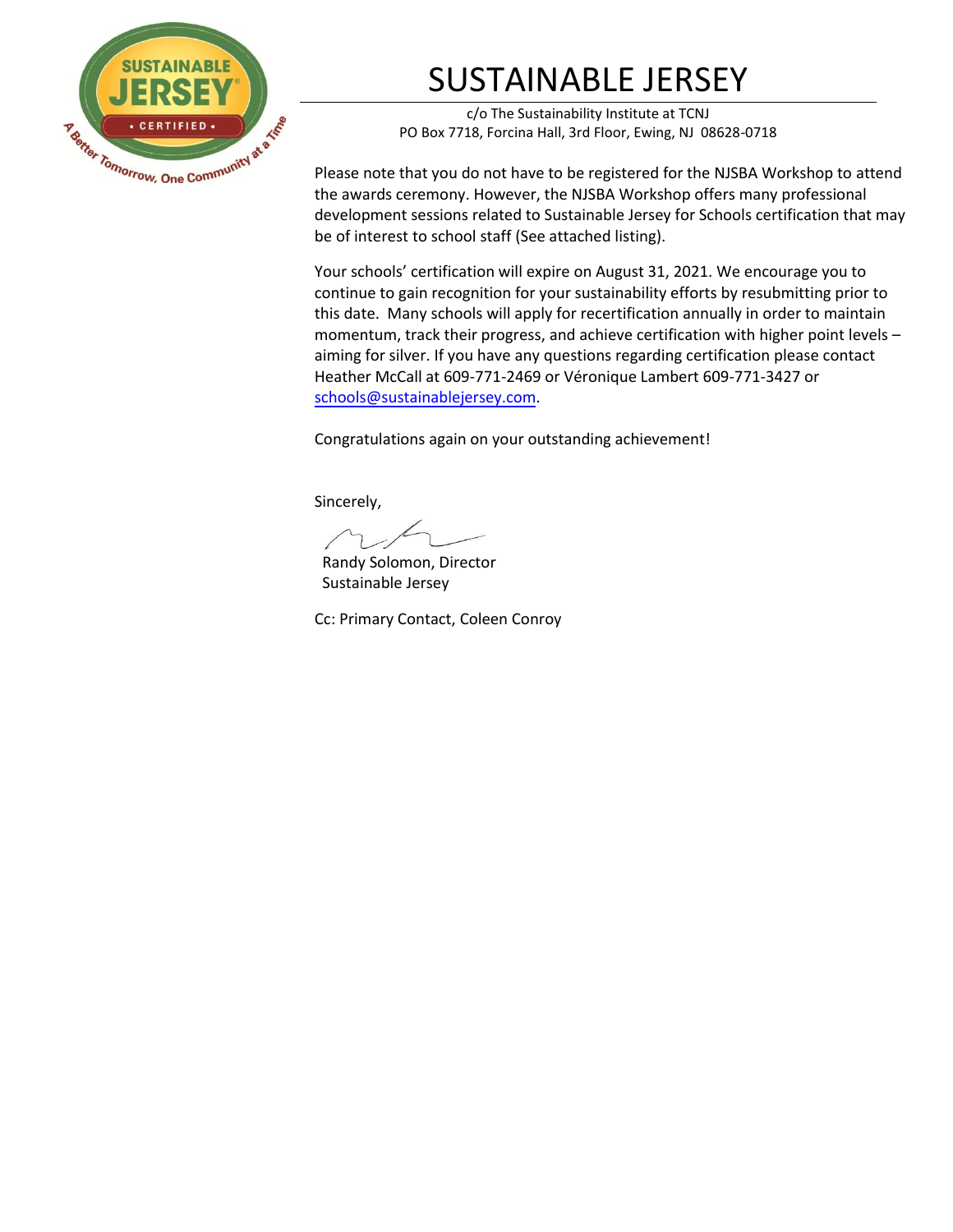# SUSTAINABLE JERSEY

c/o The Sustainability Institute at TCNJ
PO Box 7718, Forcina Hall, 3rd Floor, Ewing, NJ 08628-0718

Please note that you do not have to be registered for the NJSBA Workshop to attend the awards ceremony. However, the NJSBA Workshop offers many professional development sessions related to Sustainable Jersey for Schools certification that may be of interest to school staff (See attached listing).

Your schools' certification will expire on August 31, 2021. We encourage you to continue to gain recognition for your sustainability efforts by resubmitting prior to this date. Many schools will apply for recertification annually in order to maintain momentum, track their progress, and achieve certification with higher point levels – aiming for silver. If you have any questions regarding certification please contact Heather McCall at 609-771-2469 or Véronique Lambert 609-771-3427 or schools@sustainablejersey.com.

Congratulations again on your outstanding achievement!

Sincerely,

Randy Solomon, Director
Sustainable Jersey

Cc: Primary Contact, Coleen Conroy